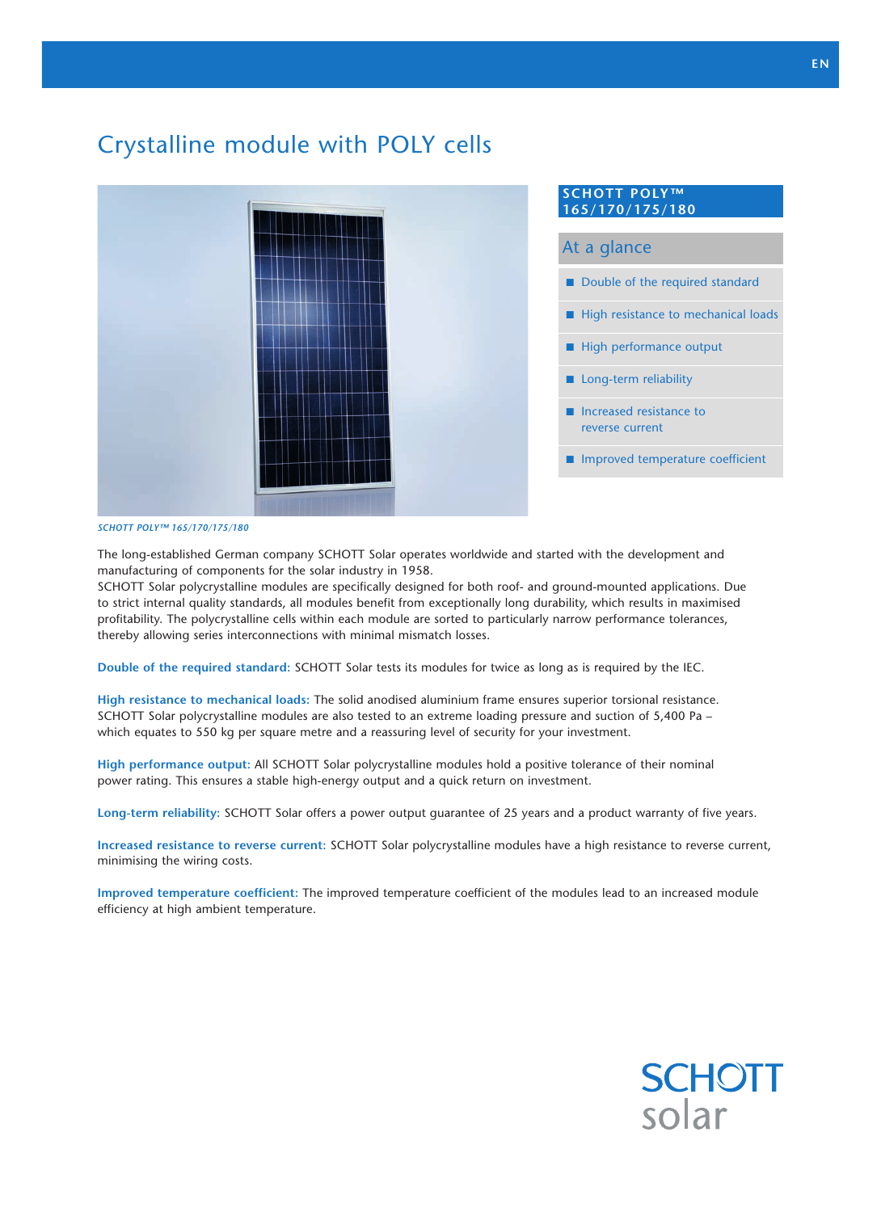# Crystalline module with POLY cells

## SCHOTT POLY™ 165/170/175/180

### At a glance

- Double of the required standard
- High resistance to mechanical loads
- High performance output
- Long-term reliability
- Increased resistance to reverse current
- Improved temperature coefficient

*SCHOTT POLY™ 165/170/175/180*

The long-established German company SCHOTT Solar operates worldwide and started with the development and manufacturing of components for the solar industry in 1958.
SCHOTT Solar polycrystalline modules are specifically designed for both roof- and ground-mounted applications. Due to strict internal quality standards, all modules benefit from exceptionally long durability, which results in maximised profitability. The polycrystalline cells within each module are sorted to particularly narrow performance tolerances, thereby allowing series interconnections with minimal mismatch losses.

**Double of the required standard:** SCHOTT Solar tests its modules for twice as long as is required by the IEC.

**High resistance to mechanical loads:** The solid anodised aluminium frame ensures superior torsional resistance. SCHOTT Solar polycrystalline modules are also tested to an extreme loading pressure and suction of 5,400 Pa – which equates to 550 kg per square metre and a reassuring level of security for your investment.

**High performance output:** All SCHOTT Solar polycrystalline modules hold a positive tolerance of their nominal power rating. This ensures a stable high-energy output and a quick return on investment.

**Long-term reliability:** SCHOTT Solar offers a power output guarantee of 25 years and a product warranty of five years.

**Increased resistance to reverse current:** SCHOTT Solar polycrystalline modules have a high resistance to reverse current, minimising the wiring costs.

**Improved temperature coefficient:** The improved temperature coefficient of the modules lead to an increased module efficiency at high ambient temperature.

SCHOTT solar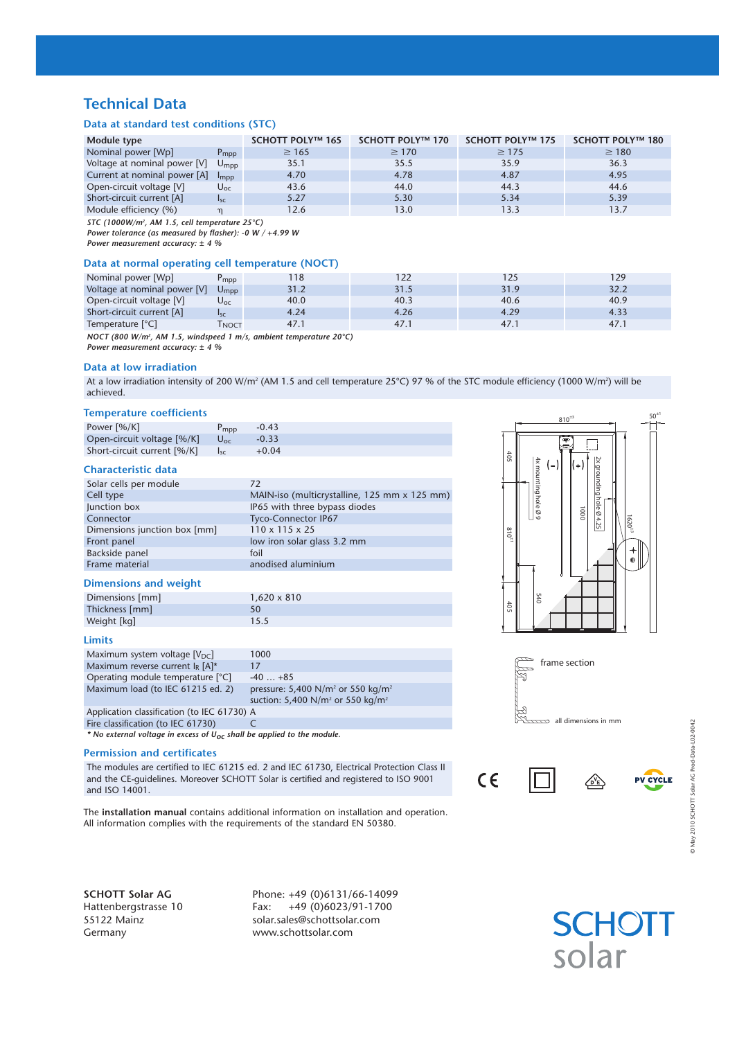# Technical Data

## Data at standard test conditions (STC)

| Module type | | SCHOTT POLY™ 165 | SCHOTT POLY™ 170 | SCHOTT POLY™ 175 | SCHOTT POLY™ 180 |
|---|---|---|---|---|---|
| Nominal power [Wp] | $P_{mpp}$ | ≥ 165 | ≥ 170 | ≥ 175 | ≥ 180 |
| Voltage at nominal power [V] | $U_{mpp}$ | 35.1 | 35.5 | 35.9 | 36.3 |
| Current at nominal power [A] | $I_{mpp}$ | 4.70 | 4.78 | 4.87 | 4.95 |
| Open-circuit voltage [V] | $U_{oc}$ | 43.6 | 44.0 | 44.3 | 44.6 |
| Short-circuit current [A] | $I_{sc}$ | 5.27 | 5.30 | 5.34 | 5.39 |
| Module efficiency (%) | $\eta$ | 12.6 | 13.0 | 13.3 | 13.7 |

*STC (1000W/m², AM 1.5, cell temperature 25°C)*
*Power tolerance (as measured by flasher): -0 W / +4.99 W*
*Power measurement accuracy: ± 4 %*

## Data at normal operating cell temperature (NOCT)

| | | | | | |
|---|---|---|---|---|---|
| Nominal power [Wp] | $P_{mpp}$ | 118 | 122 | 125 | 129 |
| Voltage at nominal power [V] | $U_{mpp}$ | 31.2 | 31.5 | 31.9 | 32.2 |
| Open-circuit voltage [V] | $U_{oc}$ | 40.0 | 40.3 | 40.6 | 40.9 |
| Short-circuit current [A] | $I_{sc}$ | 4.24 | 4.26 | 4.29 | 4.33 |
| Temperature [°C] | $T_{NOCT}$ | 47.1 | 47.1 | 47.1 | 47.1 |

*NOCT (800 W/m², AM 1.5, windspeed 1 m/s, ambient temperature 20°C)*
*Power measurement accuracy: ± 4 %*

## Data at low irradiation

At a low irradiation intensity of 200 W/m² (AM 1.5 and cell temperature 25°C) 97 % of the STC module efficiency (1000 W/m²) will be achieved.

## Temperature coefficients

| | | |
|---|---|---|
| Power [%/K] | $P_{mpp}$ | -0.43 |
| Open-circuit voltage [%/K] | $U_{oc}$ | -0.33 |
| Short-circuit current [%/K] | $I_{sc}$ | +0.04 |

## Characteristic data

| | |
|---|---|
| Solar cells per module | 72 |
| Cell type | MAIN-iso (multicrystalline, 125 mm x 125 mm) |
| Junction box | IP65 with three bypass diodes |
| Connector | Tyco-Connector IP67 |
| Dimensions junction box [mm] | 110 x 115 x 25 |
| Front panel | low iron solar glass 3.2 mm |
| Backside panel | foil |
| Frame material | anodised aluminium |

## Dimensions and weight

| | |
|---|---|
| Dimensions [mm] | 1,620 x 810 |
| Thickness [mm] | 50 |
| Weight [kg] | 15.5 |

## Limits

| | |
|---|---|
| Maximum system voltage [$V_{DC}$] | 1000 |
| Maximum reverse current $I_R$ [A]* | 17 |
| Operating module temperature [°C] | -40 … +85 |
| Maximum load (to IEC 61215 ed. 2) | pressure: 5,400 N/m² or 550 kg/m²<br>suction: 5,400 N/m² or 550 kg/m² |
| Application classification (to IEC 61730) | A |
| Fire classification (to IEC 61730) | C |

*\* No external voltage in excess of $U_{oc}$ shall be applied to the module.*

810 ±3
50 ±1
405
810 ±3
405
4x mounting hole Ø 9
2x grounding hole Ø 4.25
1000
540
1620 ±3
(–)
(+)

frame section

all dimensions in mm

## Permission and certificates

The modules are certified to IEC 61215 ed. 2 and IEC 61730, Electrical Protection Class II and the CE-guidelines. Moreover SCHOTT Solar is certified and registered to ISO 9001 and ISO 14001.

CE

PV CYCLE

The **installation manual** contains additional information on installation and operation. All information complies with the requirements of the standard EN 50380.

© May 2010 SCHOTT Solar AG Prod-Data-L02-0042

**SCHOTT Solar AG**
Hattenbergstrasse 10
55122 Mainz
Germany

Phone: +49 (0)6131/66-14099
Fax: +49 (0)6023/91-1700
solar.sales@schottsolar.com
www.schottsolar.com

SCHOTT
solar